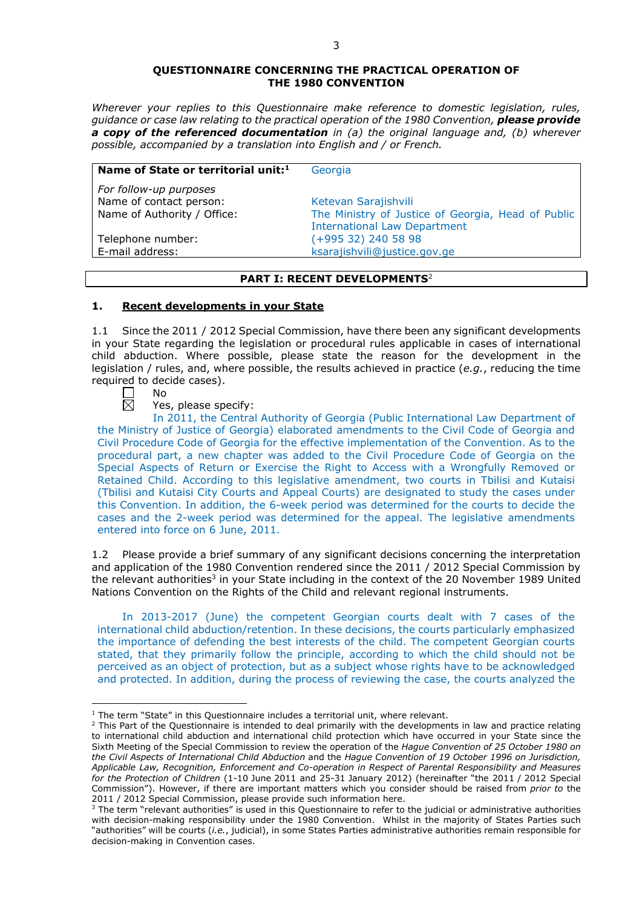**QUESTIONNAIRE CONCERNING THE PRACTICAL OPERATION OF THE 1980 CONVENTION**

*Wherever your replies to this Questionnaire make reference to domestic legislation, rules, guidance or case law relating to the practical operation of the 1980 Convention, **please provide a copy of the referenced documentation** in (a) the original language and, (b) wherever possible, accompanied by a translation into English and / or French.*

| | |
|---|---|
| **Name of State or territorial unit:**[1] | Georgia |
| *For follow-up purposes* | |
| Name of contact person: | Ketevan Sarajishvili |
| Name of Authority / Office: | The Ministry of Justice of Georgia, Head of Public International Law Department |
| Telephone number: | (+995 32) 240 58 98 |
| E-mail address: | ksarajishvili@justice.gov.ge |

## PART I: RECENT DEVELOPMENTS[2]

### 1. Recent developments in your State

1.1 Since the 2011 / 2012 Special Commission, have there been any significant developments in your State regarding the legislation or procedural rules applicable in cases of international child abduction. Where possible, please state the reason for the development in the legislation / rules, and, where possible, the results achieved in practice (*e.g.*, reducing the time required to decide cases).

☐ No
☒ Yes, please specify:

In 2011, the Central Authority of Georgia (Public International Law Department of the Ministry of Justice of Georgia) elaborated amendments to the Civil Code of Georgia and Civil Procedure Code of Georgia for the effective implementation of the Convention. As to the procedural part, a new chapter was added to the Civil Procedure Code of Georgia on the Special Aspects of Return or Exercise the Right to Access with a Wrongfully Removed or Retained Child. According to this legislative amendment, two courts in Tbilisi and Kutaisi (Tbilisi and Kutaisi City Courts and Appeal Courts) are designated to study the cases under this Convention. In addition, the 6-week period was determined for the courts to decide the cases and the 2-week period was determined for the appeal. The legislative amendments entered into force on 6 June, 2011.

1.2 Please provide a brief summary of any significant decisions concerning the interpretation and application of the 1980 Convention rendered since the 2011 / 2012 Special Commission by the relevant authorities[3] in your State including in the context of the 20 November 1989 United Nations Convention on the Rights of the Child and relevant regional instruments.

In 2013-2017 (June) the competent Georgian courts dealt with 7 cases of the international child abduction/retention. In these decisions, the courts particularly emphasized the importance of defending the best interests of the child. The competent Georgian courts stated, that they primarily follow the principle, according to which the child should not be perceived as an object of protection, but as a subject whose rights have to be acknowledged and protected. In addition, during the process of reviewing the case, the courts analyzed the

---

[1] The term "State" in this Questionnaire includes a territorial unit, where relevant.

[2] This Part of the Questionnaire is intended to deal primarily with the developments in law and practice relating to international child abduction and international child protection which have occurred in your State since the Sixth Meeting of the Special Commission to review the operation of the *Hague Convention of 25 October 1980 on the Civil Aspects of International Child Abduction* and the *Hague Convention of 19 October 1996 on Jurisdiction, Applicable Law, Recognition, Enforcement and Co-operation in Respect of Parental Responsibility and Measures for the Protection of Children* (1-10 June 2011 and 25-31 January 2012) (hereinafter "the 2011 / 2012 Special Commission"). However, if there are important matters which you consider should be raised from *prior to* the 2011 / 2012 Special Commission, please provide such information here.

[3] The term "relevant authorities" is used in this Questionnaire to refer to the judicial or administrative authorities with decision-making responsibility under the 1980 Convention. Whilst in the majority of States Parties such "authorities" will be courts (*i.e.*, judicial), in some States Parties administrative authorities remain responsible for decision-making in Convention cases.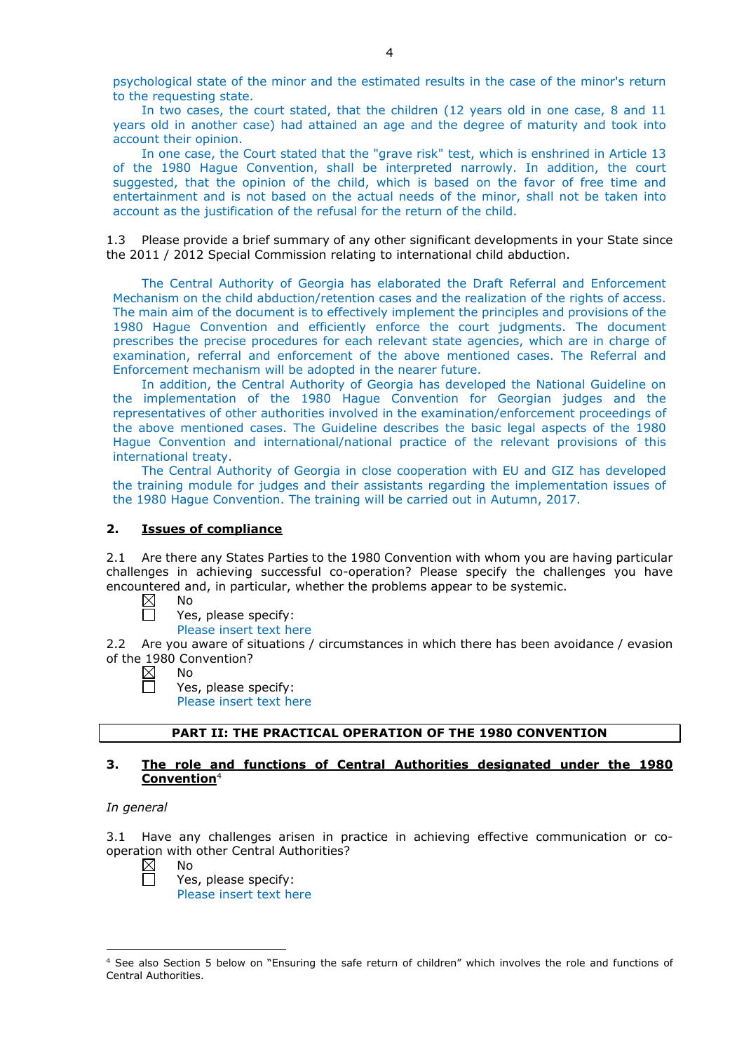psychological state of the minor and the estimated results in the case of the minor's return to the requesting state.

In two cases, the court stated, that the children (12 years old in one case, 8 and 11 years old in another case) had attained an age and the degree of maturity and took into account their opinion.

In one case, the Court stated that the "grave risk" test, which is enshrined in Article 13 of the 1980 Hague Convention, shall be interpreted narrowly. In addition, the court suggested, that the opinion of the child, which is based on the favor of free time and entertainment and is not based on the actual needs of the minor, shall not be taken into account as the justification of the refusal for the return of the child.

1.3 Please provide a brief summary of any other significant developments in your State since the 2011 / 2012 Special Commission relating to international child abduction.

The Central Authority of Georgia has elaborated the Draft Referral and Enforcement Mechanism on the child abduction/retention cases and the realization of the rights of access. The main aim of the document is to effectively implement the principles and provisions of the 1980 Hague Convention and efficiently enforce the court judgments. The document prescribes the precise procedures for each relevant state agencies, which are in charge of examination, referral and enforcement of the above mentioned cases. The Referral and Enforcement mechanism will be adopted in the nearer future.

In addition, the Central Authority of Georgia has developed the National Guideline on the implementation of the 1980 Hague Convention for Georgian judges and the representatives of other authorities involved in the examination/enforcement proceedings of the above mentioned cases. The Guideline describes the basic legal aspects of the 1980 Hague Convention and international/national practice of the relevant provisions of this international treaty.

The Central Authority of Georgia in close cooperation with EU and GIZ has developed the training module for judges and their assistants regarding the implementation issues of the 1980 Hague Convention. The training will be carried out in Autumn, 2017.

## 2. Issues of compliance

2.1 Are there any States Parties to the 1980 Convention with whom you are having particular challenges in achieving successful co-operation? Please specify the challenges you have encountered and, in particular, whether the problems appear to be systemic.

☒ No
☐ Yes, please specify:
Please insert text here

2.2 Are you aware of situations / circumstances in which there has been avoidance / evasion of the 1980 Convention?

☒ No
☐ Yes, please specify:
Please insert text here

# PART II: THE PRACTICAL OPERATION OF THE 1980 CONVENTION

## 3. The role and functions of Central Authorities designated under the 1980 Convention[4]

*In general*

3.1 Have any challenges arisen in practice in achieving effective communication or co-operation with other Central Authorities?

☒ No
☐ Yes, please specify:
Please insert text here

[4] See also Section 5 below on "Ensuring the safe return of children" which involves the role and functions of Central Authorities.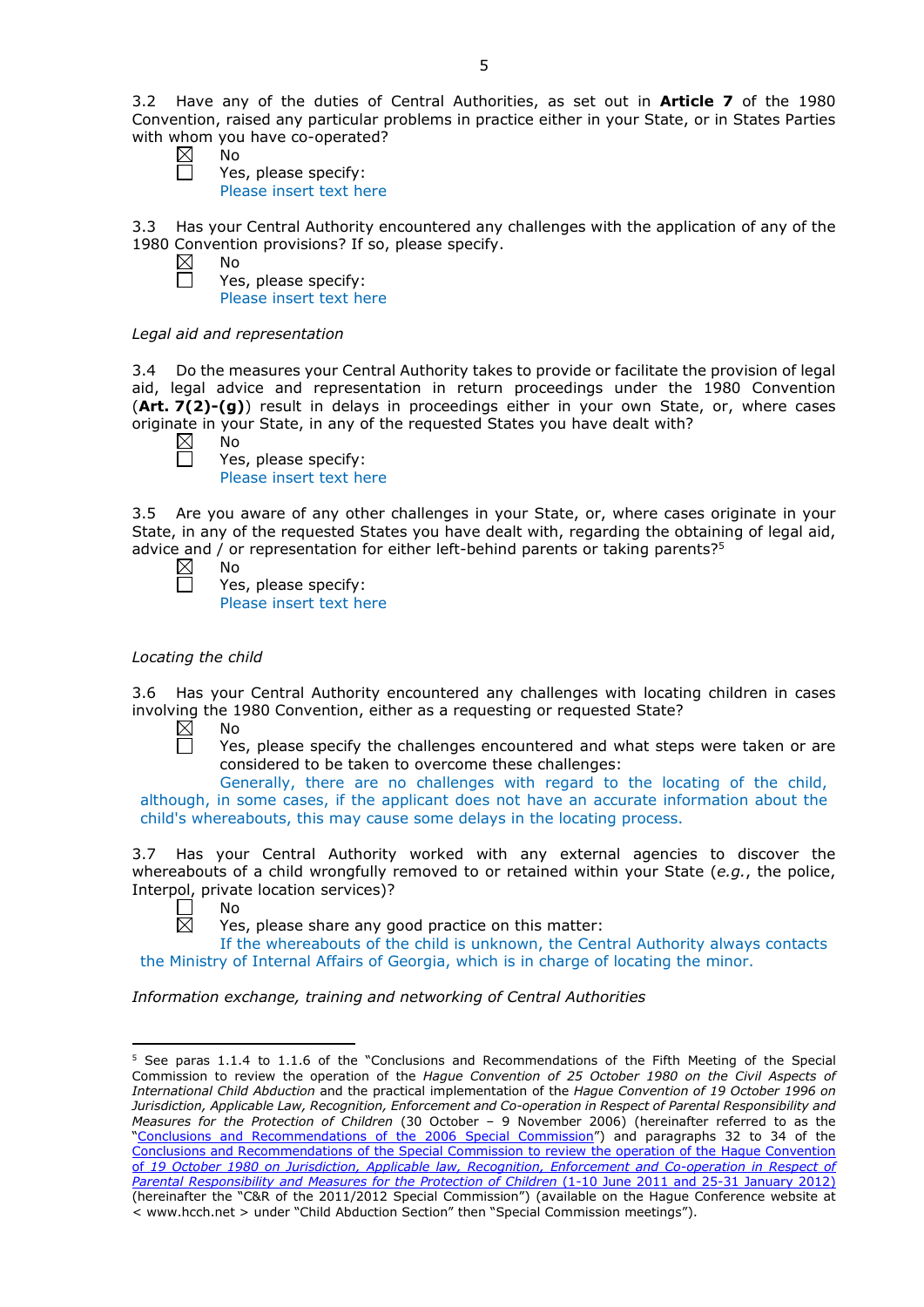3.2 Have any of the duties of Central Authorities, as set out in **Article 7** of the 1980 Convention, raised any particular problems in practice either in your State, or in States Parties with whom you have co-operated?

☒ No
☐ Yes, please specify:
Please insert text here

3.3 Has your Central Authority encountered any challenges with the application of any of the 1980 Convention provisions? If so, please specify.

☒ No
☐ Yes, please specify:
Please insert text here

*Legal aid and representation*

3.4 Do the measures your Central Authority takes to provide or facilitate the provision of legal aid, legal advice and representation in return proceedings under the 1980 Convention (**Art. 7(2)-(g)**) result in delays in proceedings either in your own State, or, where cases originate in your State, in any of the requested States you have dealt with?

☒ No
☐ Yes, please specify:
Please insert text here

3.5 Are you aware of any other challenges in your State, or, where cases originate in your State, in any of the requested States you have dealt with, regarding the obtaining of legal aid, advice and / or representation for either left-behind parents or taking parents?[5]

☒ No
☐ Yes, please specify:
Please insert text here

*Locating the child*

3.6 Has your Central Authority encountered any challenges with locating children in cases involving the 1980 Convention, either as a requesting or requested State?

☒ No
☐ Yes, please specify the challenges encountered and what steps were taken or are considered to be taken to overcome these challenges:

Generally, there are no challenges with regard to the locating of the child, although, in some cases, if the applicant does not have an accurate information about the child's whereabouts, this may cause some delays in the locating process.

3.7 Has your Central Authority worked with any external agencies to discover the whereabouts of a child wrongfully removed to or retained within your State (*e.g.*, the police, Interpol, private location services)?

☐ No
☒ Yes, please share any good practice on this matter:

If the whereabouts of the child is unknown, the Central Authority always contacts the Ministry of Internal Affairs of Georgia, which is in charge of locating the minor.

*Information exchange, training and networking of Central Authorities*

---

[5] See paras 1.1.4 to 1.1.6 of the "Conclusions and Recommendations of the Fifth Meeting of the Special Commission to review the operation of the *Hague Convention of 25 October 1980 on the Civil Aspects of International Child Abduction* and the practical implementation of the *Hague Convention of 19 October 1996 on Jurisdiction, Applicable Law, Recognition, Enforcement and Co-operation in Respect of Parental Responsibility and Measures for the Protection of Children* (30 October – 9 November 2006) (hereinafter referred to as the "Conclusions and Recommendations of the 2006 Special Commission") and paragraphs 32 to 34 of the Conclusions and Recommendations of the Special Commission to review the operation of the Hague Convention of 19 October 1980 on Jurisdiction, Applicable law, Recognition, Enforcement and Co-operation in Respect of Parental Responsibility and Measures for the Protection of Children (1-10 June 2011 and 25-31 January 2012) (hereinafter the "C&R of the 2011/2012 Special Commission") (available on the Hague Conference website at < www.hcch.net > under "Child Abduction Section" then "Special Commission meetings").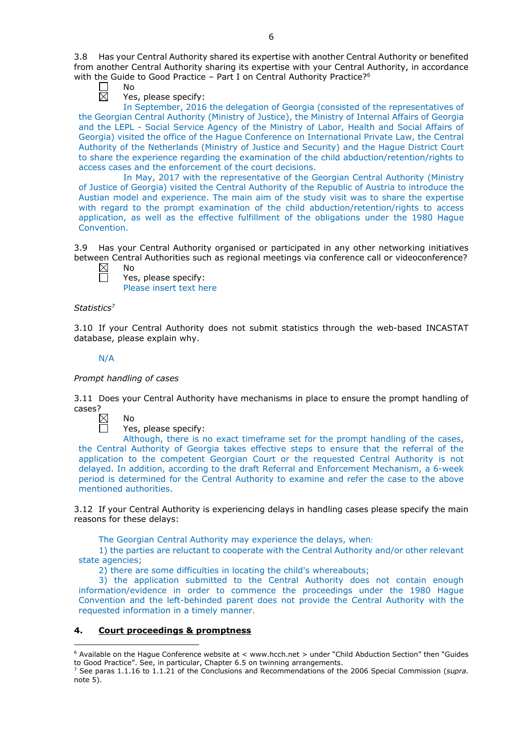3.8 Has your Central Authority shared its expertise with another Central Authority or benefited from another Central Authority sharing its expertise with your Central Authority, in accordance with the Guide to Good Practice – Part I on Central Authority Practice?[6]

☐ No
☒ Yes, please specify:

In September, 2016 the delegation of Georgia (consisted of the representatives of the Georgian Central Authority (Ministry of Justice), the Ministry of Internal Affairs of Georgia and the LEPL - Social Service Agency of the Ministry of Labor, Health and Social Affairs of Georgia) visited the office of the Hague Conference on International Private Law, the Central Authority of the Netherlands (Ministry of Justice and Security) and the Hague District Court to share the experience regarding the examination of the child abduction/retention/rights to access cases and the enforcement of the court decisions.

In May, 2017 with the representative of the Georgian Central Authority (Ministry of Justice of Georgia) visited the Central Authority of the Republic of Austria to introduce the Austian model and experience. The main aim of the study visit was to share the expertise with regard to the prompt examination of the child abduction/retention/rights to access application, as well as the effective fulfillment of the obligations under the 1980 Hague Convention.

3.9 Has your Central Authority organised or participated in any other networking initiatives between Central Authorities such as regional meetings via conference call or videoconference?

☒ No
☐ Yes, please specify:
Please insert text here

*Statistics*[7]

3.10 If your Central Authority does not submit statistics through the web-based INCASTAT database, please explain why.

N/A

*Prompt handling of cases*

3.11 Does your Central Authority have mechanisms in place to ensure the prompt handling of cases?

☒ No
☐ Yes, please specify:

Although, there is no exact timeframe set for the prompt handling of the cases, the Central Authority of Georgia takes effective steps to ensure that the referral of the application to the competent Georgian Court or the requested Central Authority is not delayed. In addition, according to the draft Referral and Enforcement Mechanism, a 6-week period is determined for the Central Authority to examine and refer the case to the above mentioned authorities.

3.12 If your Central Authority is experiencing delays in handling cases please specify the main reasons for these delays:

The Georgian Central Authority may experience the delays, when:

1) the parties are reluctant to cooperate with the Central Authority and/or other relevant state agencies;

2) there are some difficulties in locating the child's whereabouts;

3) the application submitted to the Central Authority does not contain enough information/evidence in order to commence the proceedings under the 1980 Hague Convention and the left-behinded parent does not provide the Central Authority with the requested information in a timely manner.

## 4. Court proceedings & promptness

[6] Available on the Hague Conference website at < www.hcch.net > under "Child Abduction Section" then "Guides to Good Practice". See, in particular, Chapter 6.5 on twinning arrangements.

[7] See paras 1.1.16 to 1.1.21 of the Conclusions and Recommendations of the 2006 Special Commission (*supra.* note 5).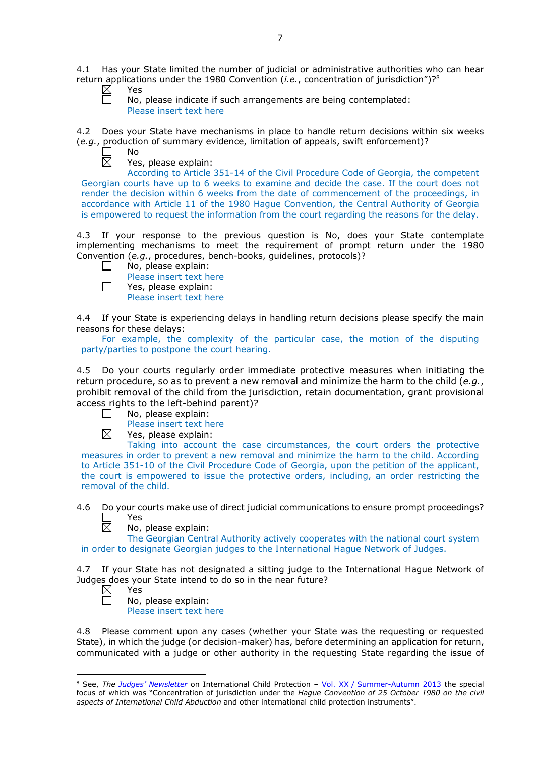4.1 Has your State limited the number of judicial or administrative authorities who can hear return applications under the 1980 Convention (*i.e.*, concentration of jurisdiction")?[8]

☒ Yes

☐ No, please indicate if such arrangements are being contemplated:
Please insert text here

4.2 Does your State have mechanisms in place to handle return decisions within six weeks (*e.g.*, production of summary evidence, limitation of appeals, swift enforcement)?

☐ No

☒ Yes, please explain:
According to Article 351-14 of the Civil Procedure Code of Georgia, the competent Georgian courts have up to 6 weeks to examine and decide the case. If the court does not render the decision within 6 weeks from the date of commencement of the proceedings, in accordance with Article 11 of the 1980 Hague Convention, the Central Authority of Georgia is empowered to request the information from the court regarding the reasons for the delay.

4.3 If your response to the previous question is No, does your State contemplate implementing mechanisms to meet the requirement of prompt return under the 1980 Convention (*e.g.*, procedures, bench-books, guidelines, protocols)?

☐ No, please explain:
Please insert text here

☐ Yes, please explain:
Please insert text here

4.4 If your State is experiencing delays in handling return decisions please specify the main reasons for these delays:

For example, the complexity of the particular case, the motion of the disputing party/parties to postpone the court hearing.

4.5 Do your courts regularly order immediate protective measures when initiating the return procedure, so as to prevent a new removal and minimize the harm to the child (*e.g.*, prohibit removal of the child from the jurisdiction, retain documentation, grant provisional access rights to the left-behind parent)?

☐ No, please explain:
Please insert text here

☒ Yes, please explain:
Taking into account the case circumstances, the court orders the protective measures in order to prevent a new removal and minimize the harm to the child. According to Article 351-10 of the Civil Procedure Code of Georgia, upon the petition of the applicant, the court is empowered to issue the protective orders, including, an order restricting the removal of the child.

4.6 Do your courts make use of direct judicial communications to ensure prompt proceedings?

☐ Yes

☒ No, please explain:
The Georgian Central Authority actively cooperates with the national court system in order to designate Georgian judges to the International Hague Network of Judges.

4.7 If your State has not designated a sitting judge to the International Hague Network of Judges does your State intend to do so in the near future?

☒ Yes

☐ No, please explain:
Please insert text here

4.8 Please comment upon any cases (whether your State was the requesting or requested State), in which the judge (or decision-maker) has, before determining an application for return, communicated with a judge or other authority in the requesting State regarding the issue of

---

[8] See, *The Judges' Newsletter* on International Child Protection – Vol. XX / Summer-Autumn 2013 the special focus of which was "Concentration of jurisdiction under the *Hague Convention of 25 October 1980 on the civil aspects of International Child Abduction* and other international child protection instruments".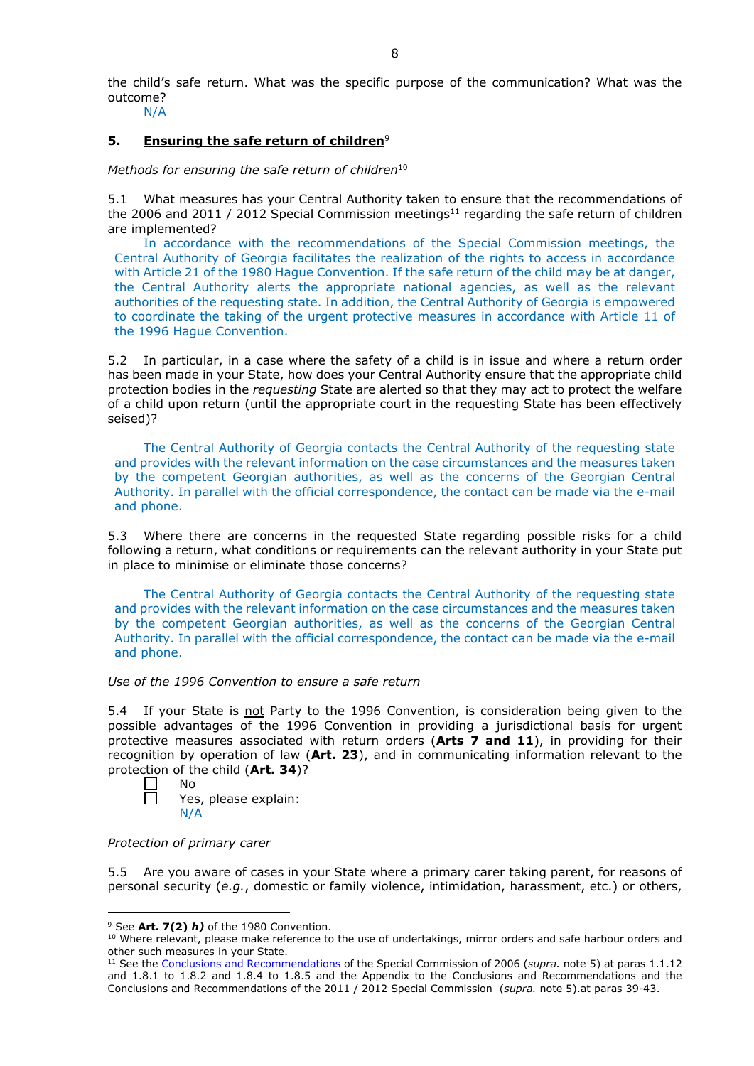the child's safe return. What was the specific purpose of the communication? What was the outcome?

N/A

## 5. Ensuring the safe return of children[9]

*Methods for ensuring the safe return of children*[10]

5.1 What measures has your Central Authority taken to ensure that the recommendations of the 2006 and 2011 / 2012 Special Commission meetings[11] regarding the safe return of children are implemented?

In accordance with the recommendations of the Special Commission meetings, the Central Authority of Georgia facilitates the realization of the rights to access in accordance with Article 21 of the 1980 Hague Convention. If the safe return of the child may be at danger, the Central Authority alerts the appropriate national agencies, as well as the relevant authorities of the requesting state. In addition, the Central Authority of Georgia is empowered to coordinate the taking of the urgent protective measures in accordance with Article 11 of the 1996 Hague Convention.

5.2 In particular, in a case where the safety of a child is in issue and where a return order has been made in your State, how does your Central Authority ensure that the appropriate child protection bodies in the *requesting* State are alerted so that they may act to protect the welfare of a child upon return (until the appropriate court in the requesting State has been effectively seised)?

The Central Authority of Georgia contacts the Central Authority of the requesting state and provides with the relevant information on the case circumstances and the measures taken by the competent Georgian authorities, as well as the concerns of the Georgian Central Authority. In parallel with the official correspondence, the contact can be made via the e-mail and phone.

5.3 Where there are concerns in the requested State regarding possible risks for a child following a return, what conditions or requirements can the relevant authority in your State put in place to minimise or eliminate those concerns?

The Central Authority of Georgia contacts the Central Authority of the requesting state and provides with the relevant information on the case circumstances and the measures taken by the competent Georgian authorities, as well as the concerns of the Georgian Central Authority. In parallel with the official correspondence, the contact can be made via the e-mail and phone.

*Use of the 1996 Convention to ensure a safe return*

5.4 If your State is not Party to the 1996 Convention, is consideration being given to the possible advantages of the 1996 Convention in providing a jurisdictional basis for urgent protective measures associated with return orders (**Arts 7 and 11**), in providing for their recognition by operation of law (**Art. 23**), and in communicating information relevant to the protection of the child (**Art. 34**)?

☐ No

☐ Yes, please explain:

N/A

*Protection of primary carer*

5.5 Are you aware of cases in your State where a primary carer taking parent, for reasons of personal security (*e.g.*, domestic or family violence, intimidation, harassment, etc.) or others,

---

[9] See **Art. 7(2)** ***h)*** of the 1980 Convention.

[10] Where relevant, please make reference to the use of undertakings, mirror orders and safe harbour orders and other such measures in your State.

[11] See the Conclusions and Recommendations of the Special Commission of 2006 (*supra.* note 5) at paras 1.1.12 and 1.8.1 to 1.8.2 and 1.8.4 to 1.8.5 and the Appendix to the Conclusions and Recommendations and the Conclusions and Recommendations of the 2011 / 2012 Special Commission (*supra.* note 5).at paras 39-43.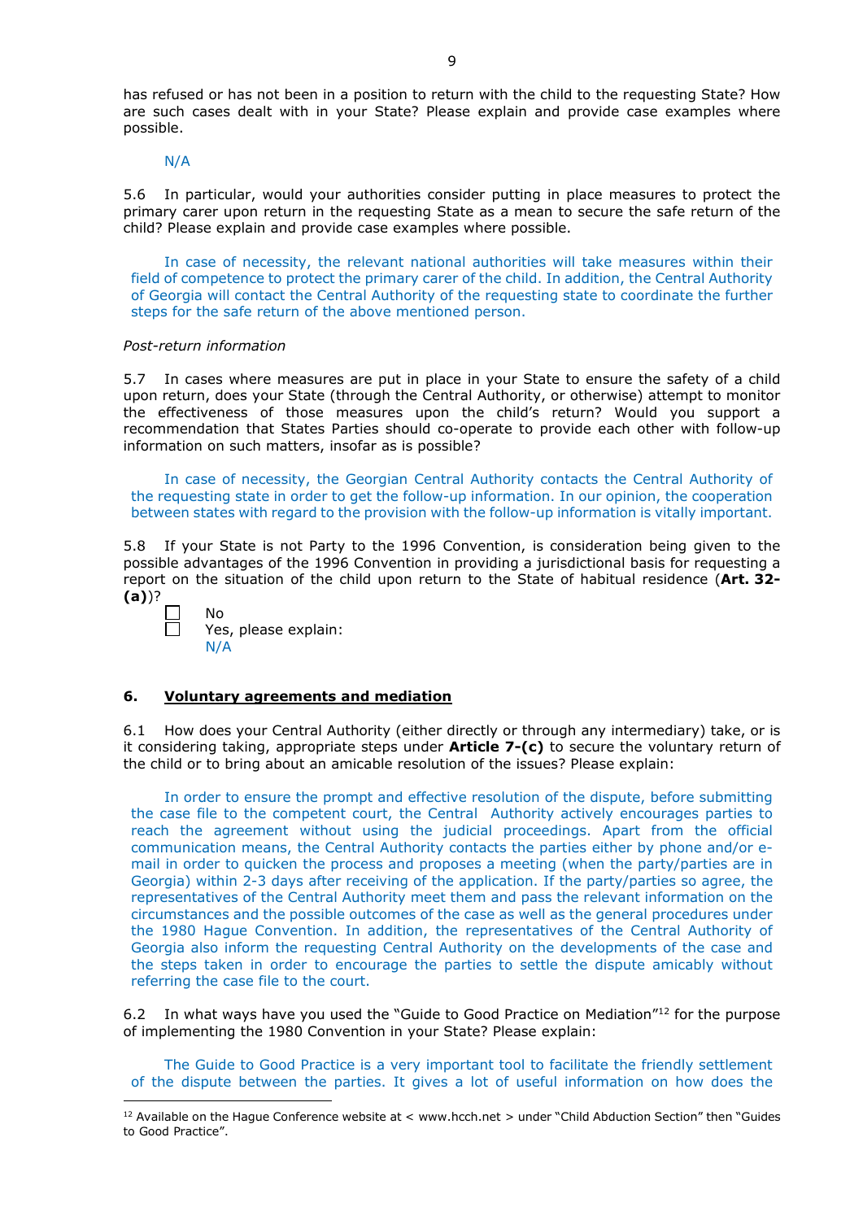has refused or has not been in a position to return with the child to the requesting State? How are such cases dealt with in your State? Please explain and provide case examples where possible.

N/A

5.6 In particular, would your authorities consider putting in place measures to protect the primary carer upon return in the requesting State as a mean to secure the safe return of the child? Please explain and provide case examples where possible.

In case of necessity, the relevant national authorities will take measures within their field of competence to protect the primary carer of the child. In addition, the Central Authority of Georgia will contact the Central Authority of the requesting state to coordinate the further steps for the safe return of the above mentioned person.

*Post-return information*

5.7 In cases where measures are put in place in your State to ensure the safety of a child upon return, does your State (through the Central Authority, or otherwise) attempt to monitor the effectiveness of those measures upon the child's return? Would you support a recommendation that States Parties should co-operate to provide each other with follow-up information on such matters, insofar as is possible?

In case of necessity, the Georgian Central Authority contacts the Central Authority of the requesting state in order to get the follow-up information. In our opinion, the cooperation between states with regard to the provision with the follow-up information is vitally important.

5.8 If your State is not Party to the 1996 Convention, is consideration being given to the possible advantages of the 1996 Convention in providing a jurisdictional basis for requesting a report on the situation of the child upon return to the State of habitual residence (**Art. 32-(a)**)?

☐ No
☐ Yes, please explain:
N/A

## 6. Voluntary agreements and mediation

6.1 How does your Central Authority (either directly or through any intermediary) take, or is it considering taking, appropriate steps under **Article 7-(c)** to secure the voluntary return of the child or to bring about an amicable resolution of the issues? Please explain:

In order to ensure the prompt and effective resolution of the dispute, before submitting the case file to the competent court, the Central Authority actively encourages parties to reach the agreement without using the judicial proceedings. Apart from the official communication means, the Central Authority contacts the parties either by phone and/or e-mail in order to quicken the process and proposes a meeting (when the party/parties are in Georgia) within 2-3 days after receiving of the application. If the party/parties so agree, the representatives of the Central Authority meet them and pass the relevant information on the circumstances and the possible outcomes of the case as well as the general procedures under the 1980 Hague Convention. In addition, the representatives of the Central Authority of Georgia also inform the requesting Central Authority on the developments of the case and the steps taken in order to encourage the parties to settle the dispute amicably without referring the case file to the court.

6.2 In what ways have you used the "Guide to Good Practice on Mediation"[12] for the purpose of implementing the 1980 Convention in your State? Please explain:

The Guide to Good Practice is a very important tool to facilitate the friendly settlement of the dispute between the parties. It gives a lot of useful information on how does the

[12] Available on the Hague Conference website at < www.hcch.net > under "Child Abduction Section" then "Guides to Good Practice".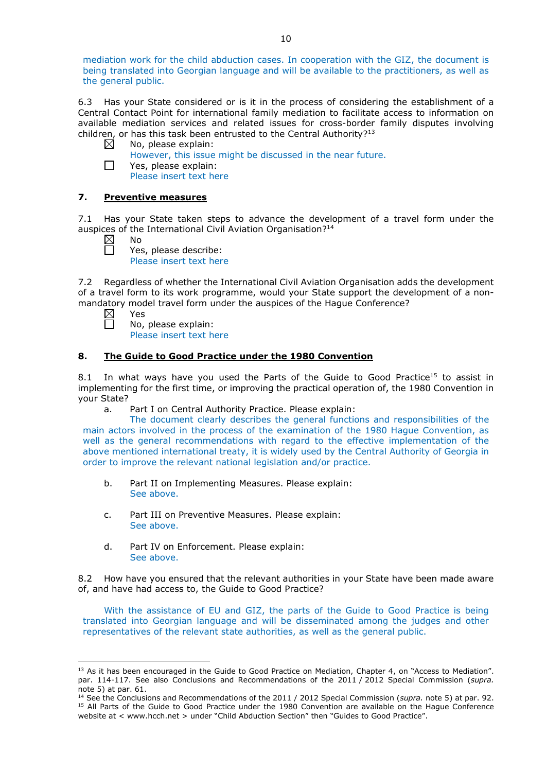mediation work for the child abduction cases. In cooperation with the GIZ, the document is being translated into Georgian language and will be available to the practitioners, as well as the general public.

6.3 Has your State considered or is it in the process of considering the establishment of a Central Contact Point for international family mediation to facilitate access to information on available mediation services and related issues for cross-border family disputes involving children, or has this task been entrusted to the Central Authority?[13]

☒ No, please explain:
However, this issue might be discussed in the near future.

☐ Yes, please explain:
Please insert text here

## 7. Preventive measures

7.1 Has your State taken steps to advance the development of a travel form under the auspices of the International Civil Aviation Organisation?[14]

☒ No

☐ Yes, please describe:
Please insert text here

7.2 Regardless of whether the International Civil Aviation Organisation adds the development of a travel form to its work programme, would your State support the development of a non-mandatory model travel form under the auspices of the Hague Conference?

☒ Yes

☐ No, please explain:
Please insert text here

## 8. The Guide to Good Practice under the 1980 Convention

8.1 In what ways have you used the Parts of the Guide to Good Practice[15] to assist in implementing for the first time, or improving the practical operation of, the 1980 Convention in your State?

a. Part I on Central Authority Practice. Please explain:
The document clearly describes the general functions and responsibilities of the main actors involved in the process of the examination of the 1980 Hague Convention, as well as the general recommendations with regard to the effective implementation of the above mentioned international treaty, it is widely used by the Central Authority of Georgia in order to improve the relevant national legislation and/or practice.

b. Part II on Implementing Measures. Please explain:
See above.

c. Part III on Preventive Measures. Please explain:
See above.

d. Part IV on Enforcement. Please explain:
See above.

8.2 How have you ensured that the relevant authorities in your State have been made aware of, and have had access to, the Guide to Good Practice?

With the assistance of EU and GIZ, the parts of the Guide to Good Practice is being translated into Georgian language and will be disseminated among the judges and other representatives of the relevant state authorities, as well as the general public.

---

[13] As it has been encouraged in the Guide to Good Practice on Mediation, Chapter 4, on "Access to Mediation". par. 114-117. See also Conclusions and Recommendations of the 2011 / 2012 Special Commission (*supra.* note 5) at par. 61.

[14] See the Conclusions and Recommendations of the 2011 / 2012 Special Commission (*supra.* note 5) at par. 92.

[15] All Parts of the Guide to Good Practice under the 1980 Convention are available on the Hague Conference website at < www.hcch.net > under "Child Abduction Section" then "Guides to Good Practice".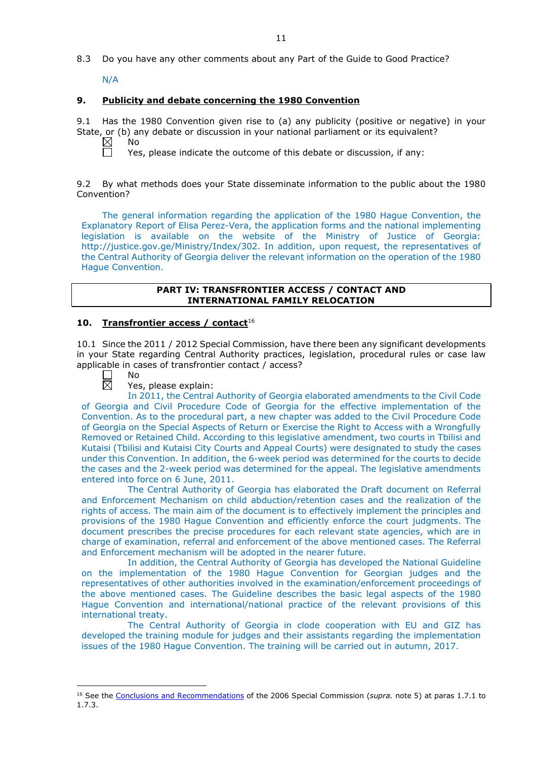8.3 Do you have any other comments about any Part of the Guide to Good Practice?

N/A

## 9. Publicity and debate concerning the 1980 Convention

9.1 Has the 1980 Convention given rise to (a) any publicity (positive or negative) in your State, or (b) any debate or discussion in your national parliament or its equivalent?

☒ No

☐ Yes, please indicate the outcome of this debate or discussion, if any:

9.2 By what methods does your State disseminate information to the public about the 1980 Convention?

The general information regarding the application of the 1980 Hague Convention, the Explanatory Report of Elisa Perez-Vera, the application forms and the national implementing legislation is available on the website of the Ministry of Justice of Georgia: http://justice.gov.ge/Ministry/Index/302. In addition, upon request, the representatives of the Central Authority of Georgia deliver the relevant information on the operation of the 1980 Hague Convention.

# PART IV: TRANSFRONTIER ACCESS / CONTACT AND INTERNATIONAL FAMILY RELOCATION

## 10. Transfrontier access / contact[16]

10.1 Since the 2011 / 2012 Special Commission, have there been any significant developments in your State regarding Central Authority practices, legislation, procedural rules or case law applicable in cases of transfrontier contact / access?

☐ No

☒ Yes, please explain:

In 2011, the Central Authority of Georgia elaborated amendments to the Civil Code of Georgia and Civil Procedure Code of Georgia for the effective implementation of the Convention. As to the procedural part, a new chapter was added to the Civil Procedure Code of Georgia on the Special Aspects of Return or Exercise the Right to Access with a Wrongfully Removed or Retained Child. According to this legislative amendment, two courts in Tbilisi and Kutaisi (Tbilisi and Kutaisi City Courts and Appeal Courts) were designated to study the cases under this Convention. In addition, the 6-week period was determined for the courts to decide the cases and the 2-week period was determined for the appeal. The legislative amendments entered into force on 6 June, 2011.

The Central Authority of Georgia has elaborated the Draft document on Referral and Enforcement Mechanism on child abduction/retention cases and the realization of the rights of access. The main aim of the document is to effectively implement the principles and provisions of the 1980 Hague Convention and efficiently enforce the court judgments. The document prescribes the precise procedures for each relevant state agencies, which are in charge of examination, referral and enforcement of the above mentioned cases. The Referral and Enforcement mechanism will be adopted in the nearer future.

In addition, the Central Authority of Georgia has developed the National Guideline on the implementation of the 1980 Hague Convention for Georgian judges and the representatives of other authorities involved in the examination/enforcement proceedings of the above mentioned cases. The Guideline describes the basic legal aspects of the 1980 Hague Convention and international/national practice of the relevant provisions of this international treaty.

The Central Authority of Georgia in clode cooperation with EU and GIZ has developed the training module for judges and their assistants regarding the implementation issues of the 1980 Hague Convention. The training will be carried out in autumn, 2017.

---

[16] See the Conclusions and Recommendations of the 2006 Special Commission (*supra.* note 5) at paras 1.7.1 to 1.7.3.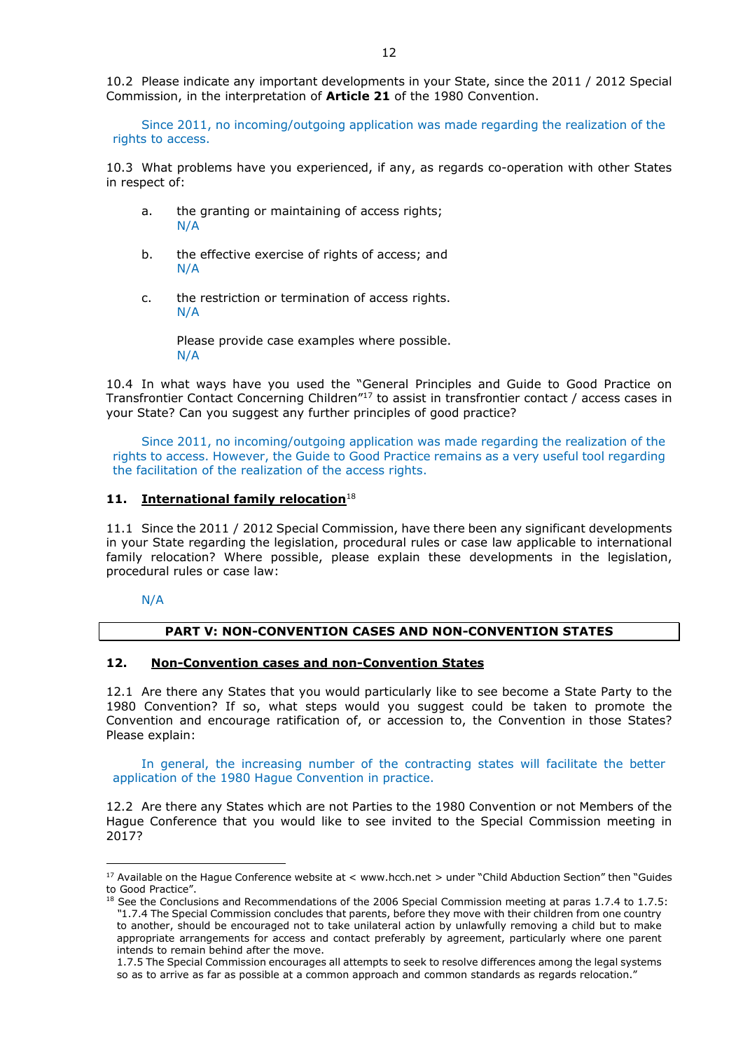10.2 Please indicate any important developments in your State, since the 2011 / 2012 Special Commission, in the interpretation of **Article 21** of the 1980 Convention.

Since 2011, no incoming/outgoing application was made regarding the realization of the rights to access.

10.3 What problems have you experienced, if any, as regards co-operation with other States in respect of:

a. the granting or maintaining of access rights;
N/A

b. the effective exercise of rights of access; and
N/A

c. the restriction or termination of access rights.
N/A

Please provide case examples where possible.
N/A

10.4 In what ways have you used the "General Principles and Guide to Good Practice on Transfrontier Contact Concerning Children"[17] to assist in transfrontier contact / access cases in your State? Can you suggest any further principles of good practice?

Since 2011, no incoming/outgoing application was made regarding the realization of the rights to access. However, the Guide to Good Practice remains as a very useful tool regarding the facilitation of the realization of the access rights.

### 11. International family relocation[18]

11.1 Since the 2011 / 2012 Special Commission, have there been any significant developments in your State regarding the legislation, procedural rules or case law applicable to international family relocation? Where possible, please explain these developments in the legislation, procedural rules or case law:

N/A

## PART V: NON-CONVENTION CASES AND NON-CONVENTION STATES

### 12. Non-Convention cases and non-Convention States

12.1 Are there any States that you would particularly like to see become a State Party to the 1980 Convention? If so, what steps would you suggest could be taken to promote the Convention and encourage ratification of, or accession to, the Convention in those States? Please explain:

In general, the increasing number of the contracting states will facilitate the better application of the 1980 Hague Convention in practice.

12.2 Are there any States which are not Parties to the 1980 Convention or not Members of the Hague Conference that you would like to see invited to the Special Commission meeting in 2017?

---

[17] Available on the Hague Conference website at < www.hcch.net > under "Child Abduction Section" then "Guides to Good Practice".

[18] See the Conclusions and Recommendations of the 2006 Special Commission meeting at paras 1.7.4 to 1.7.5: "1.7.4 The Special Commission concludes that parents, before they move with their children from one country to another, should be encouraged not to take unilateral action by unlawfully removing a child but to make appropriate arrangements for access and contact preferably by agreement, particularly where one parent intends to remain behind after the move.
1.7.5 The Special Commission encourages all attempts to seek to resolve differences among the legal systems so as to arrive as far as possible at a common approach and common standards as regards relocation."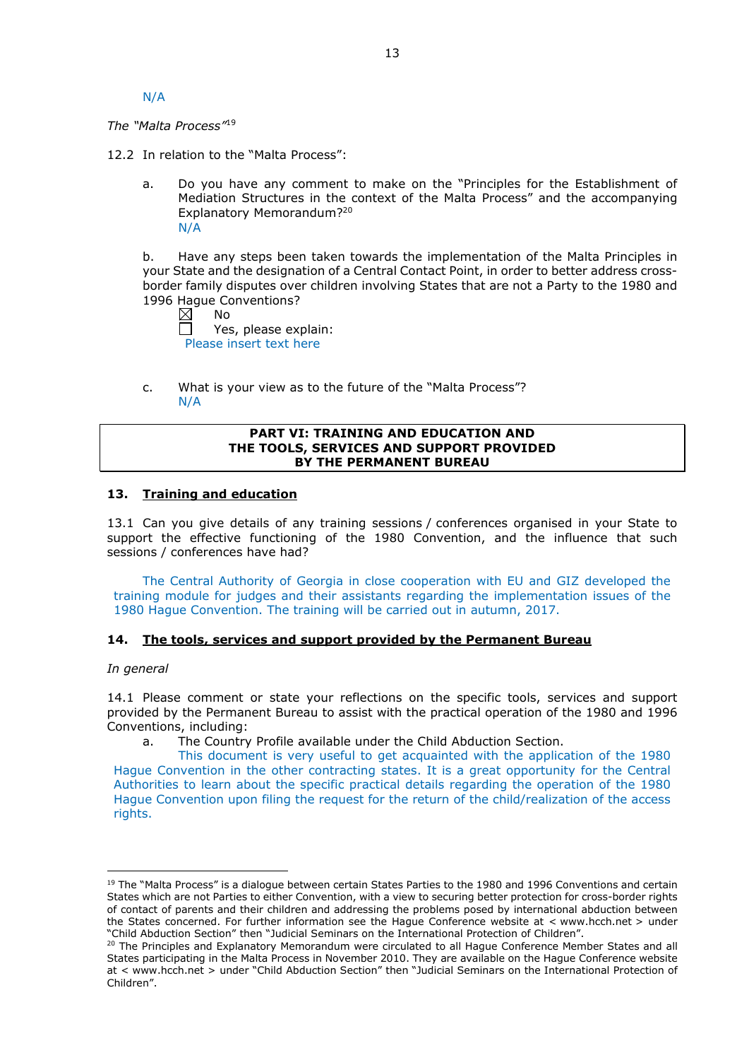N/A

*The "Malta Process"*[19]

12.2 In relation to the "Malta Process":

a. Do you have any comment to make on the "Principles for the Establishment of Mediation Structures in the context of the Malta Process" and the accompanying Explanatory Memorandum?[20]
N/A

b. Have any steps been taken towards the implementation of the Malta Principles in your State and the designation of a Central Contact Point, in order to better address cross-border family disputes over children involving States that are not a Party to the 1980 and 1996 Hague Conventions?
☒ No
☐ Yes, please explain:
Please insert text here

c. What is your view as to the future of the "Malta Process"?
N/A

**PART VI: TRAINING AND EDUCATION AND THE TOOLS, SERVICES AND SUPPORT PROVIDED BY THE PERMANENT BUREAU**

## 13. Training and education

13.1 Can you give details of any training sessions / conferences organised in your State to support the effective functioning of the 1980 Convention, and the influence that such sessions / conferences have had?

The Central Authority of Georgia in close cooperation with EU and GIZ developed the training module for judges and their assistants regarding the implementation issues of the 1980 Hague Convention. The training will be carried out in autumn, 2017.

## 14. The tools, services and support provided by the Permanent Bureau

*In general*

14.1 Please comment or state your reflections on the specific tools, services and support provided by the Permanent Bureau to assist with the practical operation of the 1980 and 1996 Conventions, including:

a. The Country Profile available under the Child Abduction Section.
This document is very useful to get acquainted with the application of the 1980 Hague Convention in the other contracting states. It is a great opportunity for the Central Authorities to learn about the specific practical details regarding the operation of the 1980 Hague Convention upon filing the request for the return of the child/realization of the access rights.

---

[19] The "Malta Process" is a dialogue between certain States Parties to the 1980 and 1996 Conventions and certain States which are not Parties to either Convention, with a view to securing better protection for cross-border rights of contact of parents and their children and addressing the problems posed by international abduction between the States concerned. For further information see the Hague Conference website at < www.hcch.net > under "Child Abduction Section" then "Judicial Seminars on the International Protection of Children".

[20] The Principles and Explanatory Memorandum were circulated to all Hague Conference Member States and all States participating in the Malta Process in November 2010. They are available on the Hague Conference website at < www.hcch.net > under "Child Abduction Section" then "Judicial Seminars on the International Protection of Children".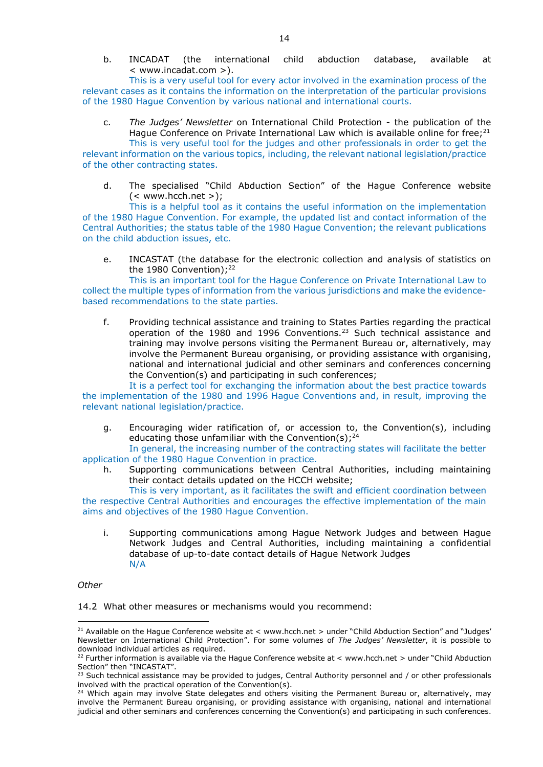b. INCADAT (the international child abduction database, available at < www.incadat.com >).

This is a very useful tool for every actor involved in the examination process of the relevant cases as it contains the information on the interpretation of the particular provisions of the 1980 Hague Convention by various national and international courts.

c. *The Judges' Newsletter* on International Child Protection - the publication of the Hague Conference on Private International Law which is available online for free;[21]

This is very useful tool for the judges and other professionals in order to get the relevant information on the various topics, including, the relevant national legislation/practice of the other contracting states.

d. The specialised "Child Abduction Section" of the Hague Conference website (< www.hcch.net >);

This is a helpful tool as it contains the useful information on the implementation of the 1980 Hague Convention. For example, the updated list and contact information of the Central Authorities; the status table of the 1980 Hague Convention; the relevant publications on the child abduction issues, etc.

e. INCASTAT (the database for the electronic collection and analysis of statistics on the 1980 Convention);[22]

This is an important tool for the Hague Conference on Private International Law to collect the multiple types of information from the various jurisdictions and make the evidence-based recommendations to the state parties.

f. Providing technical assistance and training to States Parties regarding the practical operation of the 1980 and 1996 Conventions.[23] Such technical assistance and training may involve persons visiting the Permanent Bureau or, alternatively, may involve the Permanent Bureau organising, or providing assistance with organising, national and international judicial and other seminars and conferences concerning the Convention(s) and participating in such conferences;

It is a perfect tool for exchanging the information about the best practice towards the implementation of the 1980 and 1996 Hague Conventions and, in result, improving the relevant national legislation/practice.

g. Encouraging wider ratification of, or accession to, the Convention(s), including educating those unfamiliar with the Convention(s);[24]

In general, the increasing number of the contracting states will facilitate the better application of the 1980 Hague Convention in practice.

h. Supporting communications between Central Authorities, including maintaining their contact details updated on the HCCH website;

This is very important, as it facilitates the swift and efficient coordination between the respective Central Authorities and encourages the effective implementation of the main aims and objectives of the 1980 Hague Convention.

i. Supporting communications among Hague Network Judges and between Hague Network Judges and Central Authorities, including maintaining a confidential database of up-to-date contact details of Hague Network Judges

N/A

*Other*

14.2 What other measures or mechanisms would you recommend:

---

[21] Available on the Hague Conference website at < www.hcch.net > under "Child Abduction Section" and "Judges' Newsletter on International Child Protection". For some volumes of *The Judges' Newsletter*, it is possible to download individual articles as required.

[22] Further information is available via the Hague Conference website at < www.hcch.net > under "Child Abduction Section" then "INCASTAT".

[23] Such technical assistance may be provided to judges, Central Authority personnel and / or other professionals involved with the practical operation of the Convention(s).

[24] Which again may involve State delegates and others visiting the Permanent Bureau or, alternatively, may involve the Permanent Bureau organising, or providing assistance with organising, national and international judicial and other seminars and conferences concerning the Convention(s) and participating in such conferences.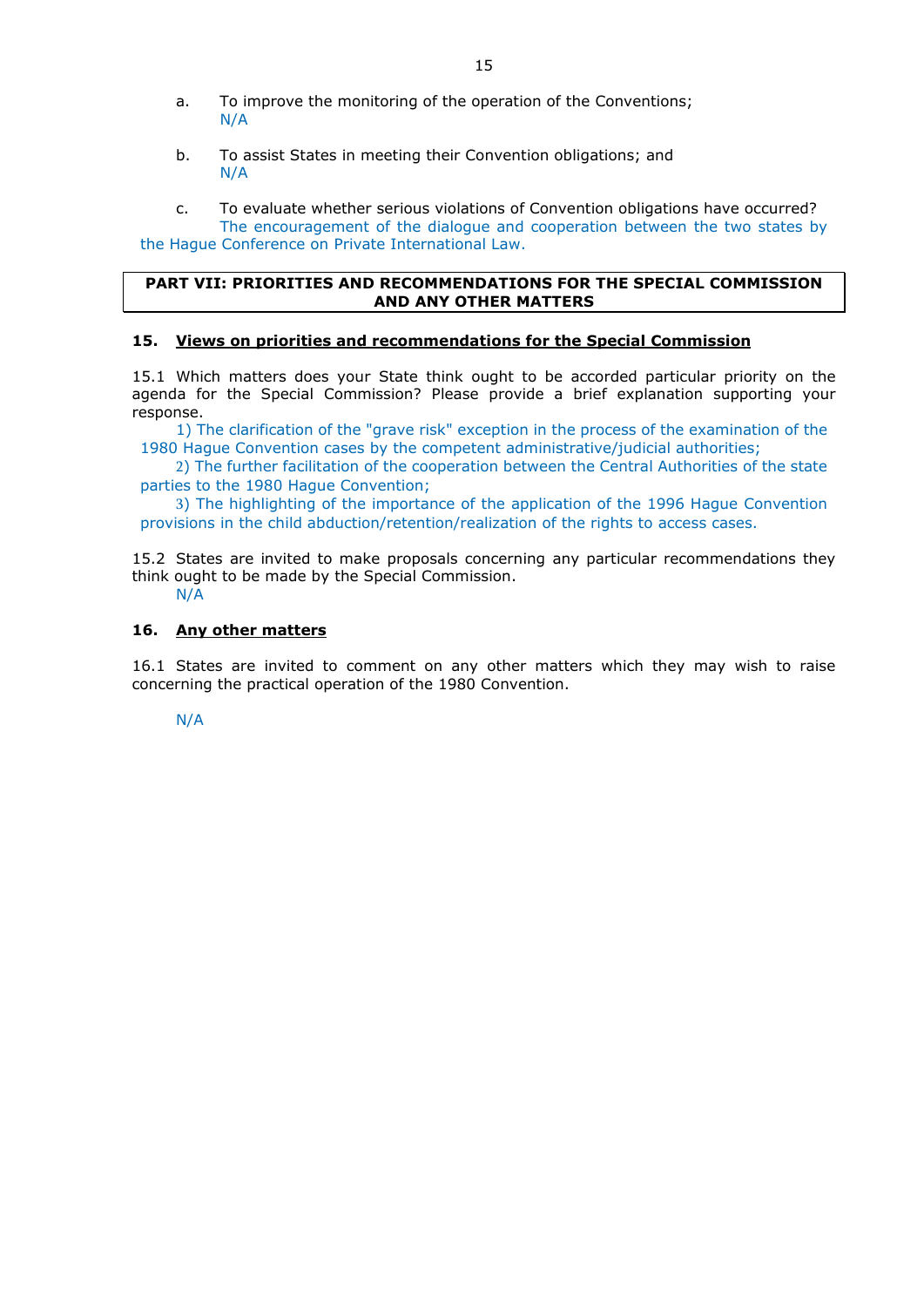a. To improve the monitoring of the operation of the Conventions;
   N/A

b. To assist States in meeting their Convention obligations; and
   N/A

c. To evaluate whether serious violations of Convention obligations have occurred?
   The encouragement of the dialogue and cooperation between the two states by the Hague Conference on Private International Law.

## PART VII: PRIORITIES AND RECOMMENDATIONS FOR THE SPECIAL COMMISSION AND ANY OTHER MATTERS

### 15. Views on priorities and recommendations for the Special Commission

15.1 Which matters does your State think ought to be accorded particular priority on the agenda for the Special Commission? Please provide a brief explanation supporting your response.

1) The clarification of the "grave risk" exception in the process of the examination of the 1980 Hague Convention cases by the competent administrative/judicial authorities;

2) The further facilitation of the cooperation between the Central Authorities of the state parties to the 1980 Hague Convention;

3) The highlighting of the importance of the application of the 1996 Hague Convention provisions in the child abduction/retention/realization of the rights to access cases.

15.2 States are invited to make proposals concerning any particular recommendations they think ought to be made by the Special Commission.

N/A

### 16. Any other matters

16.1 States are invited to comment on any other matters which they may wish to raise concerning the practical operation of the 1980 Convention.

N/A